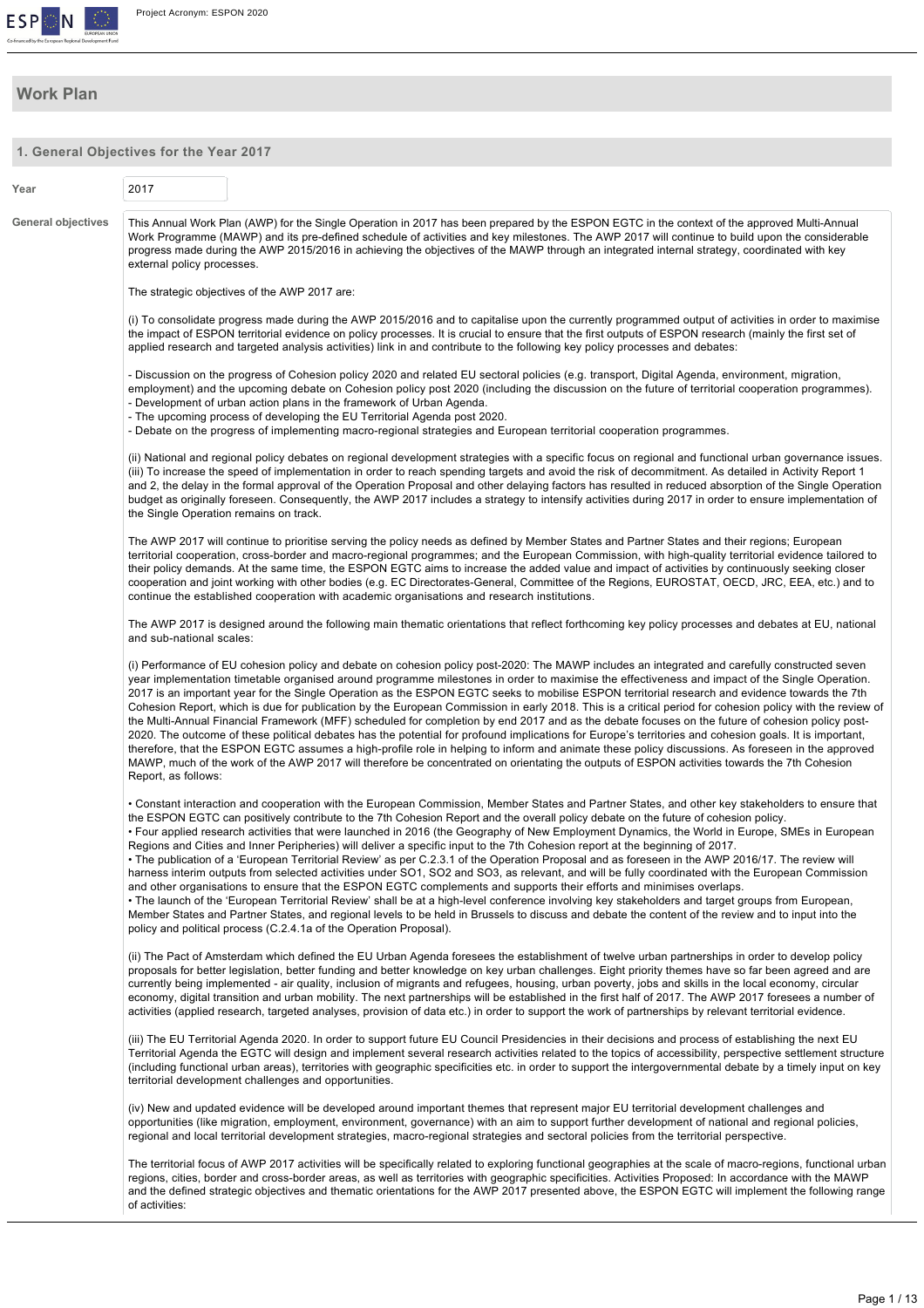# Work Plan

## 1. General Objectives for the Year 2017

**Year**: 2017

**General objectives**

This Annual Work Plan (AWP) for the Single Operation in 2017 has been prepared by the ESPON EGTC in the context of the approved Multi-Annual Work Programme (MAWP) and its pre-defined schedule of activities and key milestones. The AWP 2017 will continue to build upon the considerable progress made during the AWP 2015/2016 in achieving the objectives of the MAWP through an integrated internal strategy, coordinated with key external policy processes.

The strategic objectives of the AWP 2017 are:

(i) To consolidate progress made during the AWP 2015/2016 and to capitalise upon the currently programmed output of activities in order to maximise the impact of ESPON territorial evidence on policy processes. It is crucial to ensure that the first outputs of ESPON research (mainly the first set of applied research and targeted analysis activities) link in and contribute to the following key policy processes and debates:

- Discussion on the progress of Cohesion policy 2020 and related EU sectoral policies (e.g. transport, Digital Agenda, environment, migration, employment) and the upcoming debate on Cohesion policy post 2020 (including the discussion on the future of territorial cooperation programmes).
- Development of urban action plans in the framework of Urban Agenda.
- The upcoming process of developing the EU Territorial Agenda post 2020.
- Debate on the progress of implementing macro-regional strategies and European territorial cooperation programmes.

(ii) National and regional policy debates on regional development strategies with a specific focus on regional and functional urban governance issues.
(iii) To increase the speed of implementation in order to reach spending targets and avoid the risk of decommitment. As detailed in Activity Report 1 and 2, the delay in the formal approval of the Operation Proposal and other delaying factors has resulted in reduced absorption of the Single Operation budget as originally foreseen. Consequently, the AWP 2017 includes a strategy to intensify activities during 2017 in order to ensure implementation of the Single Operation remains on track.

The AWP 2017 will continue to prioritise serving the policy needs as defined by Member States and Partner States and their regions; European territorial cooperation, cross-border and macro-regional programmes; and the European Commission, with high-quality territorial evidence tailored to their policy demands. At the same time, the ESPON EGTC aims to increase the added value and impact of activities by continuously seeking closer cooperation and joint working with other bodies (e.g. EC Directorates-General, Committee of the Regions, EUROSTAT, OECD, JRC, EEA, etc.) and to continue the established cooperation with academic organisations and research institutions.

The AWP 2017 is designed around the following main thematic orientations that reflect forthcoming key policy processes and debates at EU, national and sub-national scales:

(i) Performance of EU cohesion policy and debate on cohesion policy post-2020: The MAWP includes an integrated and carefully constructed seven year implementation timetable organised around programme milestones in order to maximise the effectiveness and impact of the Single Operation. 2017 is an important year for the Single Operation as the ESPON EGTC seeks to mobilise ESPON territorial research and evidence towards the 7th Cohesion Report, which is due for publication by the European Commission in early 2018. This is a critical period for cohesion policy with the review of the Multi-Annual Financial Framework (MFF) scheduled for completion by end 2017 and as the debate focuses on the future of cohesion policy post-2020. The outcome of these political debates has the potential for profound implications for Europe's territories and cohesion goals. It is important, therefore, that the ESPON EGTC assumes a high-profile role in helping to inform and animate these policy discussions. As foreseen in the approved MAWP, much of the work of the AWP 2017 will therefore be concentrated on orientating the outputs of ESPON activities towards the 7th Cohesion Report, as follows:

- Constant interaction and cooperation with the European Commission, Member States and Partner States, and other key stakeholders to ensure that the ESPON EGTC can positively contribute to the 7th Cohesion Report and the overall policy debate on the future of cohesion policy.
- Four applied research activities that were launched in 2016 (the Geography of New Employment Dynamics, the World in Europe, SMEs in European Regions and Cities and Inner Peripheries) will deliver a specific input to the 7th Cohesion report at the beginning of 2017.
- The publication of a 'European Territorial Review' as per C.2.3.1 of the Operation Proposal and as foreseen in the AWP 2016/17. The review will harness interim outputs from selected activities under SO1, SO2 and SO3, as relevant, and will be fully coordinated with the European Commission and other organisations to ensure that the ESPON EGTC complements and supports their efforts and minimises overlaps.
- The launch of the 'European Territorial Review' shall be at a high-level conference involving key stakeholders and target groups from European, Member States and Partner States, and regional levels to be held in Brussels to discuss and debate the content of the review and to input into the policy and political process (C.2.4.1a of the Operation Proposal).

(ii) The Pact of Amsterdam which defined the EU Urban Agenda foresees the establishment of twelve urban partnerships in order to develop policy proposals for better legislation, better funding and better knowledge on key urban challenges. Eight priority themes have so far been agreed and are currently being implemented - air quality, inclusion of migrants and refugees, housing, urban poverty, jobs and skills in the local economy, circular economy, digital transition and urban mobility. The next partnerships will be established in the first half of 2017. The AWP 2017 foresees a number of activities (applied research, targeted analyses, provision of data etc.) in order to support the work of partnerships by relevant territorial evidence.

(iii) The EU Territorial Agenda 2020. In order to support future EU Council Presidencies in their decisions and process of establishing the next EU Territorial Agenda the EGTC will design and implement several research activities related to the topics of accessibility, perspective settlement structure (including functional urban areas), territories with geographic specificities etc. in order to support the intergovernmental debate by a timely input on key territorial development challenges and opportunities.

(iv) New and updated evidence will be developed around important themes that represent major EU territorial development challenges and opportunities (like migration, employment, environment, governance) with an aim to support further development of national and regional policies, regional and local territorial development strategies, macro-regional strategies and sectoral policies from the territorial perspective.

The territorial focus of AWP 2017 activities will be specifically related to exploring functional geographies at the scale of macro-regions, functional urban regions, cities, border and cross-border areas, as well as territories with geographic specificities. Activities Proposed: In accordance with the MAWP and the defined strategic objectives and thematic orientations for the AWP 2017 presented above, the ESPON EGTC will implement the following range of activities: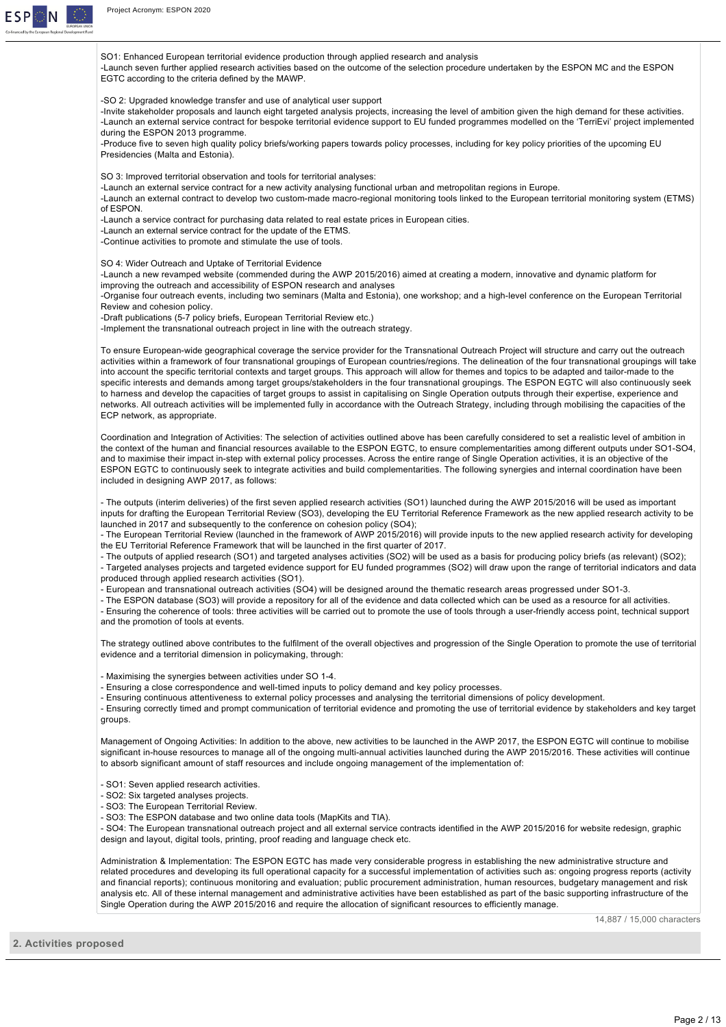SO1: Enhanced European territorial evidence production through applied research and analysis
-Launch seven further applied research activities based on the outcome of the selection procedure undertaken by the ESPON MC and the ESPON EGTC according to the criteria defined by the MAWP.

-SO 2: Upgraded knowledge transfer and use of analytical user support
-Invite stakeholder proposals and launch eight targeted analysis projects, increasing the level of ambition given the high demand for these activities.
-Launch an external service contract for bespoke territorial evidence support to EU funded programmes modelled on the 'TerriEvi' project implemented during the ESPON 2013 programme.
-Produce five to seven high quality policy briefs/working papers towards policy processes, including for key policy priorities of the upcoming EU Presidencies (Malta and Estonia).

SO 3: Improved territorial observation and tools for territorial analyses:
-Launch an external service contract for a new activity analysing functional urban and metropolitan regions in Europe.
-Launch an external contract to develop two custom-made macro-regional monitoring tools linked to the European territorial monitoring system (ETMS) of ESPON.
-Launch a service contract for purchasing data related to real estate prices in European cities.
-Launch an external service contract for the update of the ETMS.
-Continue activities to promote and stimulate the use of tools.

SO 4: Wider Outreach and Uptake of Territorial Evidence
-Launch a new revamped website (commended during the AWP 2015/2016) aimed at creating a modern, innovative and dynamic platform for improving the outreach and accessibility of ESPON research and analyses
-Organise four outreach events, including two seminars (Malta and Estonia), one workshop; and a high-level conference on the European Territorial Review and cohesion policy.
-Draft publications (5-7 policy briefs, European Territorial Review etc.)
-Implement the transnational outreach project in line with the outreach strategy.

To ensure European-wide geographical coverage the service provider for the Transnational Outreach Project will structure and carry out the outreach activities within a framework of four transnational groupings of European countries/regions. The delineation of the four transnational groupings will take into account the specific territorial contexts and target groups. This approach will allow for themes and topics to be adapted and tailor-made to the specific interests and demands among target groups/stakeholders in the four transnational groupings. The ESPON EGTC will also continuously seek to harness and develop the capacities of target groups to assist in capitalising on Single Operation outputs through their expertise, experience and networks. All outreach activities will be implemented fully in accordance with the Outreach Strategy, including through mobilising the capacities of the ECP network, as appropriate.

Coordination and Integration of Activities: The selection of activities outlined above has been carefully considered to set a realistic level of ambition in the context of the human and financial resources available to the ESPON EGTC, to ensure complementarities among different outputs under SO1-SO4, and to maximise their impact in-step with external policy processes. Across the entire range of Single Operation activities, it is an objective of the ESPON EGTC to continuously seek to integrate activities and build complementarities. The following synergies and internal coordination have been included in designing AWP 2017, as follows:

- The outputs (interim deliveries) of the first seven applied research activities (SO1) launched during the AWP 2015/2016 will be used as important inputs for drafting the European Territorial Review (SO3), developing the EU Territorial Reference Framework as the new applied research activity to be launched in 2017 and subsequently to the conference on cohesion policy (SO4);
- The European Territorial Review (launched in the framework of AWP 2015/2016) will provide inputs to the new applied research activity for developing the EU Territorial Reference Framework that will be launched in the first quarter of 2017.
- The outputs of applied research (SO1) and targeted analyses activities (SO2) will be used as a basis for producing policy briefs (as relevant) (SO2);
- Targeted analyses projects and targeted evidence support for EU funded programmes (SO2) will draw upon the range of territorial indicators and data produced through applied research activities (SO1).
- European and transnational outreach activities (SO4) will be designed around the thematic research areas progressed under SO1-3.
- The ESPON database (SO3) will provide a repository for all of the evidence and data collected which can be used as a resource for all activities.
- Ensuring the coherence of tools: three activities will be carried out to promote the use of tools through a user-friendly access point, technical support and the promotion of tools at events.

The strategy outlined above contributes to the fulfilment of the overall objectives and progression of the Single Operation to promote the use of territorial evidence and a territorial dimension in policymaking, through:

- Maximising the synergies between activities under SO 1-4.
- Ensuring a close correspondence and well-timed inputs to policy demand and key policy processes.
- Ensuring continuous attentiveness to external policy processes and analysing the territorial dimensions of policy development.
- Ensuring correctly timed and prompt communication of territorial evidence and promoting the use of territorial evidence by stakeholders and key target groups.

Management of Ongoing Activities: In addition to the above, new activities to be launched in the AWP 2017, the ESPON EGTC will continue to mobilise significant in-house resources to manage all of the ongoing multi-annual activities launched during the AWP 2015/2016. These activities will continue to absorb significant amount of staff resources and include ongoing management of the implementation of:

- SO1: Seven applied research activities.
- SO2: Six targeted analyses projects.
- SO3: The European Territorial Review.
- SO3: The ESPON database and two online data tools (MapKits and TIA).
- SO4: The European transnational outreach project and all external service contracts identified in the AWP 2015/2016 for website redesign, graphic design and layout, digital tools, printing, proof reading and language check etc.

Administration & Implementation: The ESPON EGTC has made very considerable progress in establishing the new administrative structure and related procedures and developing its full operational capacity for a successful implementation of activities such as: ongoing progress reports (activity and financial reports); continuous monitoring and evaluation; public procurement administration, human resources, budgetary management and risk analysis etc. All of these internal management and administrative activities have been established as part of the basic supporting infrastructure of the Single Operation during the AWP 2015/2016 and require the allocation of significant resources to efficiently manage.

14,887 / 15,000 characters

## 2. Activities proposed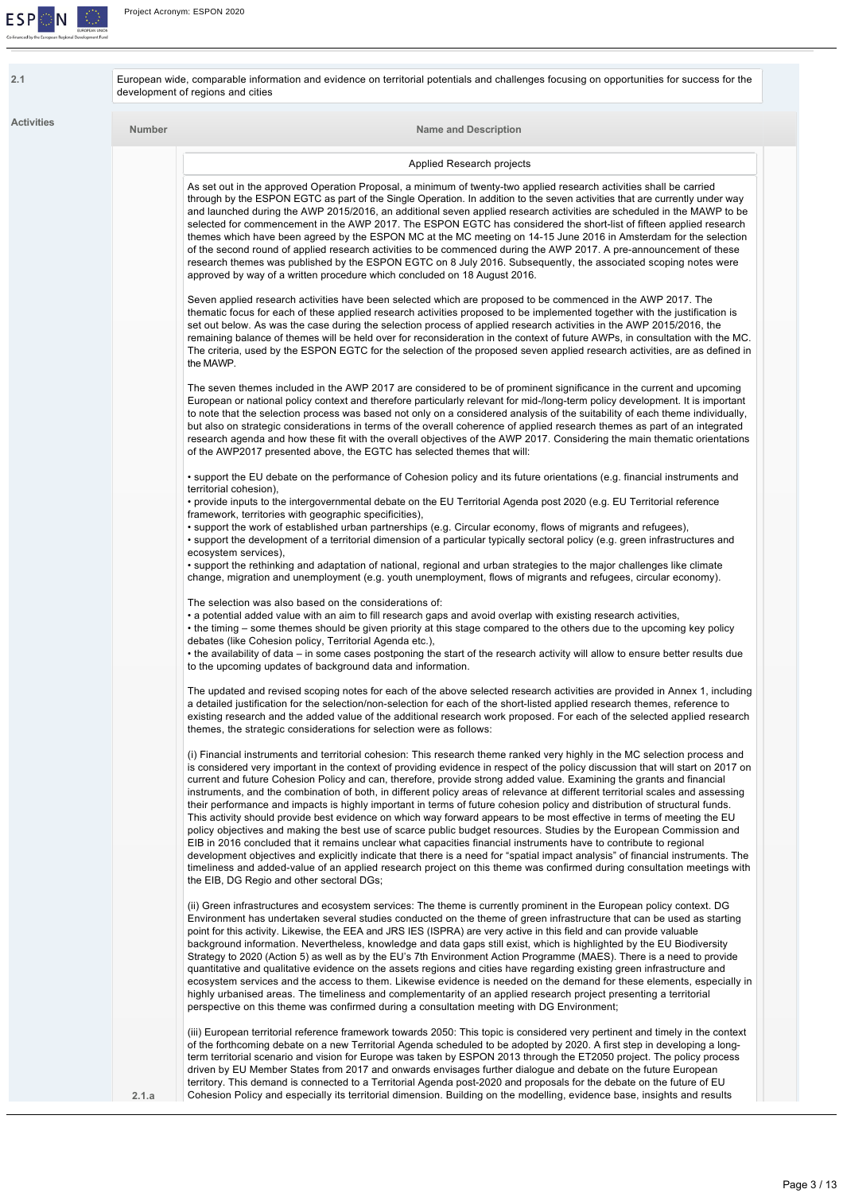**2.1** European wide, comparable information and evidence on territorial potentials and challenges focusing on opportunities for success for the development of regions and cities

**Activities**

| Number | Name and Description |
|---|---|
| 2.1.a | Applied Research projects |

As set out in the approved Operation Proposal, a minimum of twenty-two applied research activities shall be carried through by the ESPON EGTC as part of the Single Operation. In addition to the seven activities that are currently under way and launched during the AWP 2015/2016, an additional seven applied research activities are scheduled in the MAWP to be selected for commencement in the AWP 2017. The ESPON EGTC has considered the short-list of fifteen applied research themes which have been agreed by the ESPON MC at the MC meeting on 14-15 June 2016 in Amsterdam for the selection of the second round of applied research activities to be commenced during the AWP 2017. A pre-announcement of these research themes was published by the ESPON EGTC on 8 July 2016. Subsequently, the associated scoping notes were approved by way of a written procedure which concluded on 18 August 2016.

Seven applied research activities have been selected which are proposed to be commenced in the AWP 2017. The thematic focus for each of these applied research activities proposed to be implemented together with the justification is set out below. As was the case during the selection process of applied research activities in the AWP 2015/2016, the remaining balance of themes will be held over for reconsideration in the context of future AWPs, in consultation with the MC. The criteria, used by the ESPON EGTC for the selection of the proposed seven applied research activities, are as defined in the MAWP.

The seven themes included in the AWP 2017 are considered to be of prominent significance in the current and upcoming European or national policy context and therefore particularly relevant for mid-/long-term policy development. It is important to note that the selection process was based not only on a considered analysis of the suitability of each theme individually, but also on strategic considerations in terms of the overall coherence of applied research themes as part of an integrated research agenda and how these fit with the overall objectives of the AWP 2017. Considering the main thematic orientations of the AWP2017 presented above, the EGTC has selected themes that will:

• support the EU debate on the performance of Cohesion policy and its future orientations (e.g. financial instruments and territorial cohesion),
• provide inputs to the intergovernmental debate on the EU Territorial Agenda post 2020 (e.g. EU Territorial reference framework, territories with geographic specificities),
• support the work of established urban partnerships (e.g. Circular economy, flows of migrants and refugees),
• support the development of a territorial dimension of a particular typically sectoral policy (e.g. green infrastructures and ecosystem services),
• support the rethinking and adaptation of national, regional and urban strategies to the major challenges like climate change, migration and unemployment (e.g. youth unemployment, flows of migrants and refugees, circular economy).

The selection was also based on the considerations of:
• a potential added value with an aim to fill research gaps and avoid overlap with existing research activities,
• the timing – some themes should be given priority at this stage compared to the others due to the upcoming key policy debates (like Cohesion policy, Territorial Agenda etc.),
• the availability of data – in some cases postponing the start of the research activity will allow to ensure better results due to the upcoming updates of background data and information.

The updated and revised scoping notes for each of the above selected research activities are provided in Annex 1, including a detailed justification for the selection/non-selection for each of the short-listed applied research themes, reference to existing research and the added value of the additional research work proposed. For each of the selected applied research themes, the strategic considerations for selection were as follows:

(i) Financial instruments and territorial cohesion: This research theme ranked very highly in the MC selection process and is considered very important in the context of providing evidence in respect of the policy discussion that will start on 2017 on current and future Cohesion Policy and can, therefore, provide strong added value. Examining the grants and financial instruments, and the combination of both, in different policy areas of relevance at different territorial scales and assessing their performance and impacts is highly important in terms of future cohesion policy and distribution of structural funds. This activity should provide best evidence on which way forward appears to be most effective in terms of meeting the EU policy objectives and making the best use of scarce public budget resources. Studies by the European Commission and EIB in 2016 concluded that it remains unclear what capacities financial instruments have to contribute to regional development objectives and explicitly indicate that there is a need for "spatial impact analysis" of financial instruments. The timeliness and added-value of an applied research project on this theme was confirmed during consultation meetings with the EIB, DG Regio and other sectoral DGs;

(ii) Green infrastructures and ecosystem services: The theme is currently prominent in the European policy context. DG Environment has undertaken several studies conducted on the theme of green infrastructure that can be used as starting point for this activity. Likewise, the EEA and JRS IES (ISPRA) are very active in this field and can provide valuable background information. Nevertheless, knowledge and data gaps still exist, which is highlighted by the EU Biodiversity Strategy to 2020 (Action 5) as well as by the EU's 7th Environment Action Programme (MAES). There is a need to provide quantitative and qualitative evidence on the assets regions and cities have regarding existing green infrastructure and ecosystem services and the access to them. Likewise evidence is needed on the demand for these elements, especially in highly urbanised areas. The timeliness and complementarity of an applied research project presenting a territorial perspective on this theme was confirmed during a consultation meeting with DG Environment;

(iii) European territorial reference framework towards 2050: This topic is considered very pertinent and timely in the context of the forthcoming debate on a new Territorial Agenda scheduled to be adopted by 2020. A first step in developing a long-term territorial scenario and vision for Europe was taken by ESPON 2013 through the ET2050 project. The policy process driven by EU Member States from 2017 and onwards envisages further dialogue and debate on the future European territory. This demand is connected to a Territorial Agenda post-2020 and proposals for the debate on the future of EU Cohesion Policy and especially its territorial dimension. Building on the modelling, evidence base, insights and results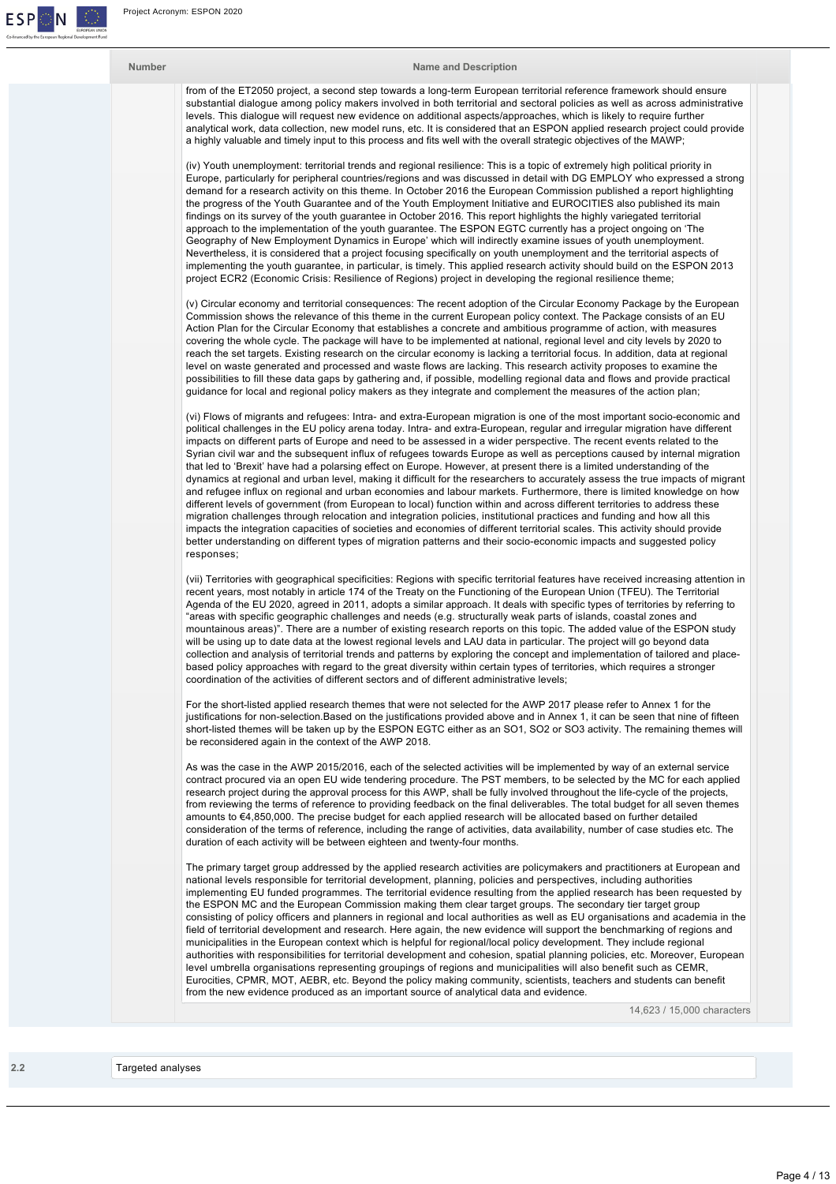| Number | Name and Description |
|---|---|
| | from of the ET2050 project, a second step towards a long-term European territorial reference framework should ensure substantial dialogue among policy makers involved in both territorial and sectoral policies as well as across administrative levels. This dialogue will request new evidence on additional aspects/approaches, which is likely to require further analytical work, data collection, new model runs, etc. It is considered that an ESPON applied research project could provide a highly valuable and timely input to this process and fits well with the overall strategic objectives of the MAWP; |

(iv) Youth unemployment: territorial trends and regional resilience: This is a topic of extremely high political priority in Europe, particularly for peripheral countries/regions and was discussed in detail with DG EMPLOY who expressed a strong demand for a research activity on this theme. In October 2016 the European Commission published a report highlighting the progress of the Youth Guarantee and of the Youth Employment Initiative and EUROCITIES also published its main findings on its survey of the youth guarantee in October 2016. This report highlights the highly variegated territorial approach to the implementation of the youth guarantee. The ESPON EGTC currently has a project ongoing on 'The Geography of New Employment Dynamics in Europe' which will indirectly examine issues of youth unemployment. Nevertheless, it is considered that a project focusing specifically on youth unemployment and the territorial aspects of implementing the youth guarantee, in particular, is timely. This applied research activity should build on the ESPON 2013 project ECR2 (Economic Crisis: Resilience of Regions) project in developing the regional resilience theme;

(v) Circular economy and territorial consequences: The recent adoption of the Circular Economy Package by the European Commission shows the relevance of this theme in the current European policy context. The Package consists of an EU Action Plan for the Circular Economy that establishes a concrete and ambitious programme of action, with measures covering the whole cycle. The package will have to be implemented at national, regional level and city levels by 2020 to reach the set targets. Existing research on the circular economy is lacking a territorial focus. In addition, data at regional level on waste generated and processed and waste flows are lacking. This research activity proposes to examine the possibilities to fill these data gaps by gathering and, if possible, modelling regional data and flows and provide practical guidance for local and regional policy makers as they integrate and complement the measures of the action plan;

(vi) Flows of migrants and refugees: Intra- and extra-European migration is one of the most important socio-economic and political challenges in the EU policy arena today. Intra- and extra-European, regular and irregular migration have different impacts on different parts of Europe and need to be assessed in a wider perspective. The recent events related to the Syrian civil war and the subsequent influx of refugees towards Europe as well as perceptions caused by internal migration that led to 'Brexit' have had a polarsing effect on Europe. However, at present there is a limited understanding of the dynamics at regional and urban level, making it difficult for the researchers to accurately assess the true impacts of migrant and refugee influx on regional and urban economies and labour markets. Furthermore, there is limited knowledge on how different levels of government (from European to local) function within and across different territories to address these migration challenges through relocation and integration policies, institutional practices and funding and how all this impacts the integration capacities of societies and economies of different territorial scales. This activity should provide better understanding on different types of migration patterns and their socio-economic impacts and suggested policy responses;

(vii) Territories with geographical specificities: Regions with specific territorial features have received increasing attention in recent years, most notably in article 174 of the Treaty on the Functioning of the European Union (TFEU). The Territorial Agenda of the EU 2020, agreed in 2011, adopts a similar approach. It deals with specific types of territories by referring to "areas with specific geographic challenges and needs (e.g. structurally weak parts of islands, coastal zones and mountainous areas)". There are a number of existing research reports on this topic. The added value of the ESPON study will be using up to date data at the lowest regional levels and LAU data in particular. The project will go beyond data collection and analysis of territorial trends and patterns by exploring the concept and implementation of tailored and place-based policy approaches with regard to the great diversity within certain types of territories, which requires a stronger coordination of the activities of different sectors and of different administrative levels;

For the short-listed applied research themes that were not selected for the AWP 2017 please refer to Annex 1 for the justifications for non-selection.Based on the justifications provided above and in Annex 1, it can be seen that nine of fifteen short-listed themes will be taken up by the ESPON EGTC either as an SO1, SO2 or SO3 activity. The remaining themes will be reconsidered again in the context of the AWP 2018.

As was the case in the AWP 2015/2016, each of the selected activities will be implemented by way of an external service contract procured via an open EU wide tendering procedure. The PST members, to be selected by the MC for each applied research project during the approval process for this AWP, shall be fully involved throughout the life-cycle of the projects, from reviewing the terms of reference to providing feedback on the final deliverables. The total budget for all seven themes amounts to €4,850,000. The precise budget for each applied research will be allocated based on further detailed consideration of the terms of reference, including the range of activities, data availability, number of case studies etc. The duration of each activity will be between eighteen and twenty-four months.

The primary target group addressed by the applied research activities are policymakers and practitioners at European and national levels responsible for territorial development, planning, policies and perspectives, including authorities implementing EU funded programmes. The territorial evidence resulting from the applied research has been requested by the ESPON MC and the European Commission making them clear target groups. The secondary tier target group consisting of policy officers and planners in regional and local authorities as well as EU organisations and academia in the field of territorial development and research. Here again, the new evidence will support the benchmarking of regions and municipalities in the European context which is helpful for regional/local policy development. They include regional authorities with responsibilities for territorial development and cohesion, spatial planning policies, etc. Moreover, European level umbrella organisations representing groupings of regions and municipalities will also benefit such as CEMR, Eurocities, CPMR, MOT, AEBR, etc. Beyond the policy making community, scientists, teachers and students can benefit from the new evidence produced as an important source of analytical data and evidence.

14,623 / 15,000 characters

| 2.2 | Targeted analyses |
|---|---|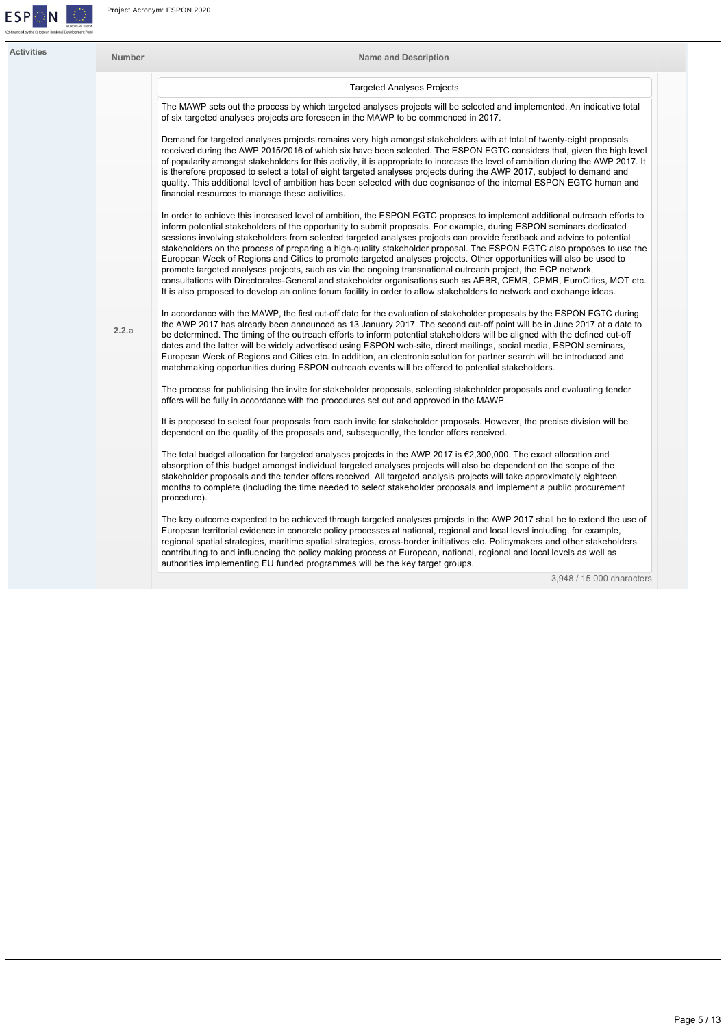| Activities | Number | Name and Description |
|---|---|---|
| | 2.2.a | **Targeted Analyses Projects** |

The MAWP sets out the process by which targeted analyses projects will be selected and implemented. An indicative total of six targeted analyses projects are foreseen in the MAWP to be commenced in 2017.

Demand for targeted analyses projects remains very high amongst stakeholders with at total of twenty-eight proposals received during the AWP 2015/2016 of which six have been selected. The ESPON EGTC considers that, given the high level of popularity amongst stakeholders for this activity, it is appropriate to increase the level of ambition during the AWP 2017. It is therefore proposed to select a total of eight targeted analyses projects during the AWP 2017, subject to demand and quality. This additional level of ambition has been selected with due cognisance of the internal ESPON EGTC human and financial resources to manage these activities.

In order to achieve this increased level of ambition, the ESPON EGTC proposes to implement additional outreach efforts to inform potential stakeholders of the opportunity to submit proposals. For example, during ESPON seminars dedicated sessions involving stakeholders from selected targeted analyses projects can provide feedback and advice to potential stakeholders on the process of preparing a high-quality stakeholder proposal. The ESPON EGTC also proposes to use the European Week of Regions and Cities to promote targeted analyses projects. Other opportunities will also be used to promote targeted analyses projects, such as via the ongoing transnational outreach project, the ECP network, consultations with Directorates-General and stakeholder organisations such as AEBR, CEMR, CPMR, EuroCities, MOT etc. It is also proposed to develop an online forum facility in order to allow stakeholders to network and exchange ideas.

In accordance with the MAWP, the first cut-off date for the evaluation of stakeholder proposals by the ESPON EGTC during the AWP 2017 has already been announced as 13 January 2017. The second cut-off point will be in June 2017 at a date to be determined. The timing of the outreach efforts to inform potential stakeholders will be aligned with the defined cut-off dates and the latter will be widely advertised using ESPON web-site, direct mailings, social media, ESPON seminars, European Week of Regions and Cities etc. In addition, an electronic solution for partner search will be introduced and matchmaking opportunities during ESPON outreach events will be offered to potential stakeholders.

The process for publicising the invite for stakeholder proposals, selecting stakeholder proposals and evaluating tender offers will be fully in accordance with the procedures set out and approved in the MAWP.

It is proposed to select four proposals from each invite for stakeholder proposals. However, the precise division will be dependent on the quality of the proposals and, subsequently, the tender offers received.

The total budget allocation for targeted analyses projects in the AWP 2017 is €2,300,000. The exact allocation and absorption of this budget amongst individual targeted analyses projects will also be dependent on the scope of the stakeholder proposals and the tender offers received. All targeted analysis projects will take approximately eighteen months to complete (including the time needed to select stakeholder proposals and implement a public procurement procedure).

The key outcome expected to be achieved through targeted analyses projects in the AWP 2017 shall be to extend the use of European territorial evidence in concrete policy processes at national, regional and local level including, for example, regional spatial strategies, maritime spatial strategies, cross-border initiatives etc. Policymakers and other stakeholders contributing to and influencing the policy making process at European, national, regional and local levels as well as authorities implementing EU funded programmes will be the key target groups.

3,948 / 15,000 characters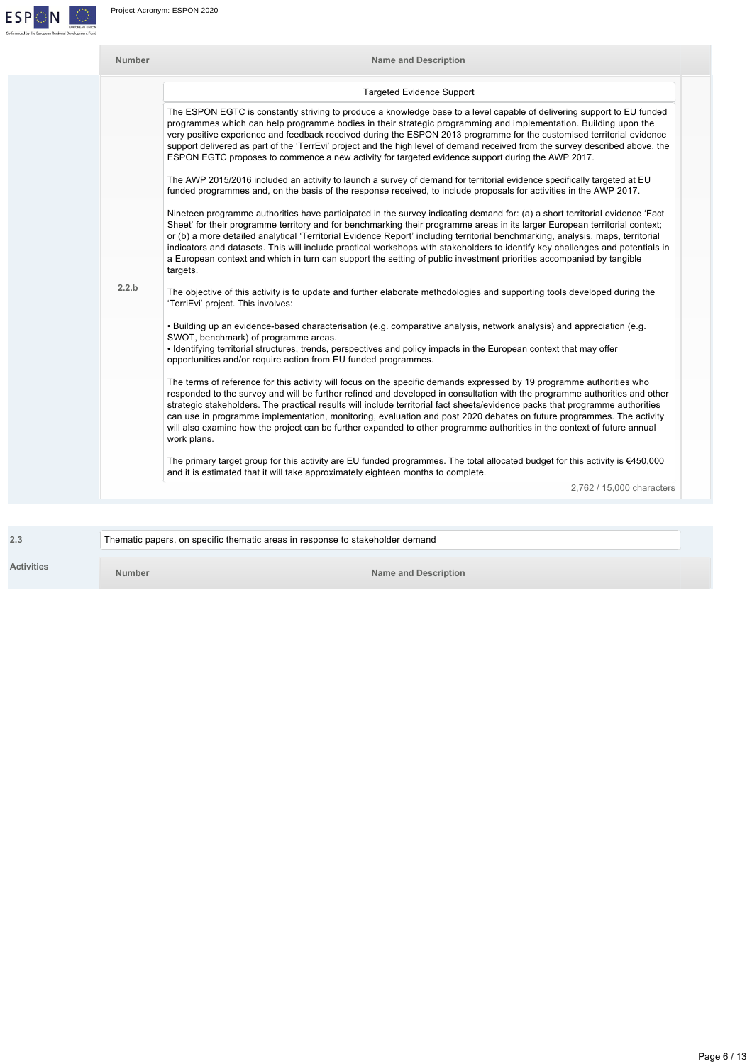| Number | Name and Description |
| --- | --- |
| 2.2.b | **Targeted Evidence Support**<br><br>The ESPON EGTC is constantly striving to produce a knowledge base to a level capable of delivering support to EU funded programmes which can help programme bodies in their strategic programming and implementation. Building upon the very positive experience and feedback received during the ESPON 2013 programme for the customised territorial evidence support delivered as part of the 'TerrEvi' project and the high level of demand received from the survey described above, the ESPON EGTC proposes to commence a new activity for targeted evidence support during the AWP 2017.<br><br>The AWP 2015/2016 included an activity to launch a survey of demand for territorial evidence specifically targeted at EU funded programmes and, on the basis of the response received, to include proposals for activities in the AWP 2017.<br><br>Nineteen programme authorities have participated in the survey indicating demand for: (a) a short territorial evidence 'Fact Sheet' for their programme territory and for benchmarking their programme areas in its larger European territorial context; or (b) a more detailed analytical 'Territorial Evidence Report' including territorial benchmarking, analysis, maps, territorial indicators and datasets. This will include practical workshops with stakeholders to identify key challenges and potentials in a European context and which in turn can support the setting of public investment priorities accompanied by tangible targets.<br><br>The objective of this activity is to update and further elaborate methodologies and supporting tools developed during the 'TerriEvi' project. This involves:<br><br>• Building up an evidence-based characterisation (e.g. comparative analysis, network analysis) and appreciation (e.g. SWOT, benchmark) of programme areas.<br>• Identifying territorial structures, trends, perspectives and policy impacts in the European context that may offer opportunities and/or require action from EU funded programmes.<br><br>The terms of reference for this activity will focus on the specific demands expressed by 19 programme authorities who responded to the survey and will be further refined and developed in consultation with the programme authorities and other strategic stakeholders. The practical results will include territorial fact sheets/evidence packs that programme authorities can use in programme implementation, monitoring, evaluation and post 2020 debates on future programmes. The activity will also examine how the project can be further expanded to other programme authorities in the context of future annual work plans.<br><br>The primary target group for this activity are EU funded programmes. The total allocated budget for this activity is €450,000 and it is estimated that it will take approximately eighteen months to complete.<br><br>2,762 / 15,000 characters |

| 2.3 | Thematic papers, on specific thematic areas in response to stakeholder demand |
| --- | --- |

**Activities**

| Number | Name and Description |
| --- | --- |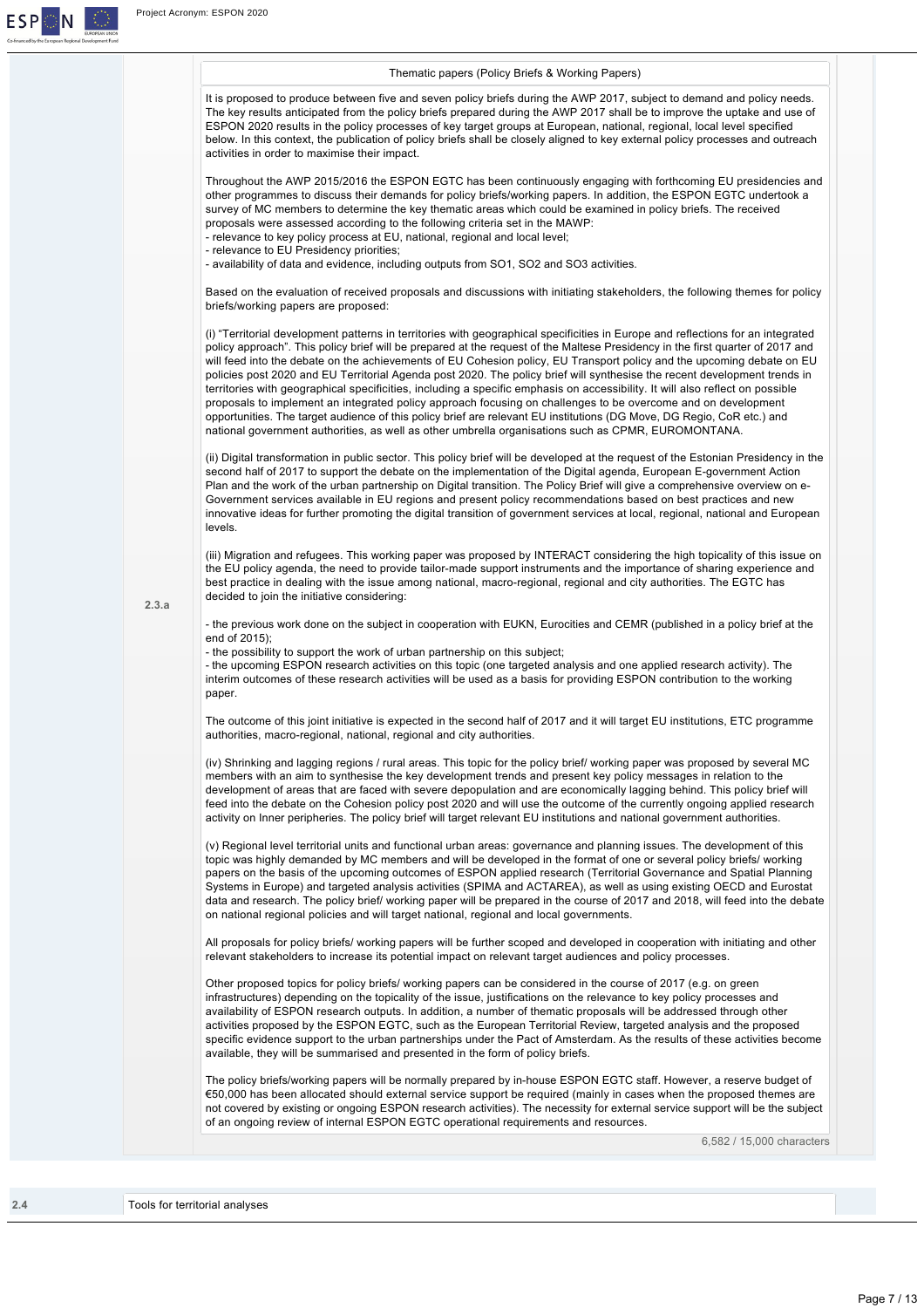Thematic papers (Policy Briefs & Working Papers)

**2.3.a**

It is proposed to produce between five and seven policy briefs during the AWP 2017, subject to demand and policy needs. The key results anticipated from the policy briefs prepared during the AWP 2017 shall be to improve the uptake and use of ESPON 2020 results in the policy processes of key target groups at European, national, regional, local level specified below. In this context, the publication of policy briefs shall be closely aligned to key external policy processes and outreach activities in order to maximise their impact.

Throughout the AWP 2015/2016 the ESPON EGTC has been continuously engaging with forthcoming EU presidencies and other programmes to discuss their demands for policy briefs/working papers. In addition, the ESPON EGTC undertook a survey of MC members to determine the key thematic areas which could be examined in policy briefs. The received proposals were assessed according to the following criteria set in the MAWP:

- relevance to key policy process at EU, national, regional and local level;
- relevance to EU Presidency priorities;
- availability of data and evidence, including outputs from SO1, SO2 and SO3 activities.

Based on the evaluation of received proposals and discussions with initiating stakeholders, the following themes for policy briefs/working papers are proposed:

(i) "Territorial development patterns in territories with geographical specificities in Europe and reflections for an integrated policy approach". This policy brief will be prepared at the request of the Maltese Presidency in the first quarter of 2017 and will feed into the debate on the achievements of EU Cohesion policy, EU Transport policy and the upcoming debate on EU policies post 2020 and EU Territorial Agenda post 2020. The policy brief will synthesise the recent development trends in territories with geographical specificities, including a specific emphasis on accessibility. It will also reflect on possible proposals to implement an integrated policy approach focusing on challenges to be overcome and on development opportunities. The target audience of this policy brief are relevant EU institutions (DG Move, DG Regio, CoR etc.) and national government authorities, as well as other umbrella organisations such as CPMR, EUROMONTANA.

(ii) Digital transformation in public sector. This policy brief will be developed at the request of the Estonian Presidency in the second half of 2017 to support the debate on the implementation of the Digital agenda, European E-government Action Plan and the work of the urban partnership on Digital transition. The Policy Brief will give a comprehensive overview on e-Government services available in EU regions and present policy recommendations based on best practices and new innovative ideas for further promoting the digital transition of government services at local, regional, national and European levels.

(iii) Migration and refugees. This working paper was proposed by INTERACT considering the high topicality of this issue on the EU policy agenda, the need to provide tailor-made support instruments and the importance of sharing experience and best practice in dealing with the issue among national, macro-regional, regional and city authorities. The EGTC has decided to join the initiative considering:

- the previous work done on the subject in cooperation with EUKN, Eurocities and CEMR (published in a policy brief at the end of 2015);
- the possibility to support the work of urban partnership on this subject;
- the upcoming ESPON research activities on this topic (one targeted analysis and one applied research activity). The interim outcomes of these research activities will be used as a basis for providing ESPON contribution to the working paper.

The outcome of this joint initiative is expected in the second half of 2017 and it will target EU institutions, ETC programme authorities, macro-regional, national, regional and city authorities.

(iv) Shrinking and lagging regions / rural areas. This topic for the policy brief/ working paper was proposed by several MC members with an aim to synthesise the key development trends and present key policy messages in relation to the development of areas that are faced with severe depopulation and are economically lagging behind. This policy brief will feed into the debate on the Cohesion policy post 2020 and will use the outcome of the currently ongoing applied research activity on Inner peripheries. The policy brief will target relevant EU institutions and national government authorities.

(v) Regional level territorial units and functional urban areas: governance and planning issues. The development of this topic was highly demanded by MC members and will be developed in the format of one or several policy briefs/ working papers on the basis of the upcoming outcomes of ESPON applied research (Territorial Governance and Spatial Planning Systems in Europe) and targeted analysis activities (SPIMA and ACTAREA), as well as using existing OECD and Eurostat data and research. The policy brief/ working paper will be prepared in the course of 2017 and 2018, will feed into the debate on national regional policies and will target national, regional and local governments.

All proposals for policy briefs/ working papers will be further scoped and developed in cooperation with initiating and other relevant stakeholders to increase its potential impact on relevant target audiences and policy processes.

Other proposed topics for policy briefs/ working papers can be considered in the course of 2017 (e.g. on green infrastructures) depending on the topicality of the issue, justifications on the relevance to key policy processes and availability of ESPON research outputs. In addition, a number of thematic proposals will be addressed through other activities proposed by the ESPON EGTC, such as the European Territorial Review, targeted analysis and the proposed specific evidence support to the urban partnerships under the Pact of Amsterdam. As the results of these activities become available, they will be summarised and presented in the form of policy briefs.

The policy briefs/working papers will be normally prepared by in-house ESPON EGTC staff. However, a reserve budget of €50,000 has been allocated should external service support be required (mainly in cases when the proposed themes are not covered by existing or ongoing ESPON research activities). The necessity for external service support will be the subject of an ongoing review of internal ESPON EGTC operational requirements and resources.

6,582 / 15,000 characters

**2.4** Tools for territorial analyses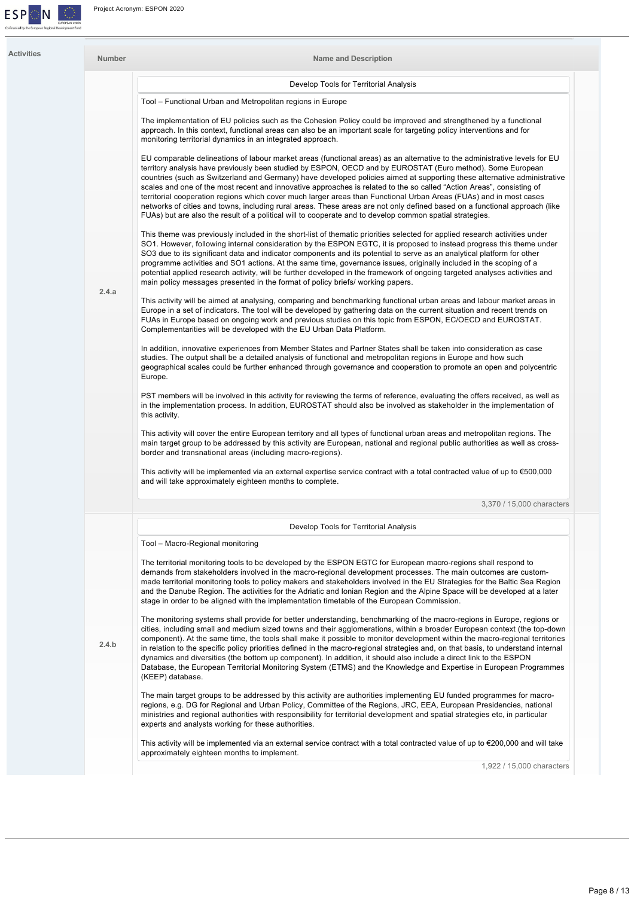**Activities**

| Number | Name and Description |
| --- | --- |
| 2.4.a | Develop Tools for Territorial Analysis<br><br>Tool – Functional Urban and Metropolitan regions in Europe<br><br>The implementation of EU policies such as the Cohesion Policy could be improved and strengthened by a functional approach. In this context, functional areas can also be an important scale for targeting policy interventions and for monitoring territorial dynamics in an integrated approach.<br><br>EU comparable delineations of labour market areas (functional areas) as an alternative to the administrative levels for EU territory analysis have previously been studied by ESPON, OECD and by EUROSTAT (Euro method). Some European countries (such as Switzerland and Germany) have developed policies aimed at supporting these alternative administrative scales and one of the most recent and innovative approaches is related to the so called "Action Areas", consisting of territorial cooperation regions which cover much larger areas than Functional Urban Areas (FUAs) and in most cases networks of cities and towns, including rural areas. These areas are not only defined based on a functional approach (like FUAs) but are also the result of a political will to cooperate and to develop common spatial strategies.<br><br>This theme was previously included in the short-list of thematic priorities selected for applied research activities under SO1. However, following internal consideration by the ESPON EGTC, it is proposed to instead progress this theme under SO3 due to its significant data and indicator components and its potential to serve as an analytical platform for other programme activities and SO1 actions. At the same time, governance issues, originally included in the scoping of a potential applied research activity, will be further developed in the framework of ongoing targeted analyses activities and main policy messages presented in the format of policy briefs/ working papers.<br><br>This activity will be aimed at analysing, comparing and benchmarking functional urban areas and labour market areas in Europe in a set of indicators. The tool will be developed by gathering data on the current situation and recent trends on FUAs in Europe based on ongoing work and previous studies on this topic from ESPON, EC/OECD and EUROSTAT. Complementarities will be developed with the EU Urban Data Platform.<br><br>In addition, innovative experiences from Member States and Partner States shall be taken into consideration as case studies. The output shall be a detailed analysis of functional and metropolitan regions in Europe and how such geographical scales could be further enhanced through governance and cooperation to promote an open and polycentric Europe.<br><br>PST members will be involved in this activity for reviewing the terms of reference, evaluating the offers received, as well as in the implementation process. In addition, EUROSTAT should also be involved as stakeholder in the implementation of this activity.<br><br>This activity will cover the entire European territory and all types of functional urban areas and metropolitan regions. The main target group to be addressed by this activity are European, national and regional public authorities as well as cross-border and transnational areas (including macro-regions).<br><br>This activity will be implemented via an external expertise service contract with a total contracted value of up to €500,000 and will take approximately eighteen months to complete.<br><br>3,370 / 15,000 characters |
| 2.4.b | Develop Tools for Territorial Analysis<br><br>Tool – Macro-Regional monitoring<br><br>The territorial monitoring tools to be developed by the ESPON EGTC for European macro-regions shall respond to demands from stakeholders involved in the macro-regional development processes. The main outcomes are custom-made territorial monitoring tools to policy makers and stakeholders involved in the EU Strategies for the Baltic Sea Region and the Danube Region. The activities for the Adriatic and Ionian Region and the Alpine Space will be developed at a later stage in order to be aligned with the implementation timetable of the European Commission.<br><br>The monitoring systems shall provide for better understanding, benchmarking of the macro-regions in Europe, regions or cities, including small and medium sized towns and their agglomerations, within a broader European context (the top-down component). At the same time, the tools shall make it possible to monitor development within the macro-regional territories in relation to the specific policy priorities defined in the macro-regional strategies and, on that basis, to understand internal dynamics and diversities (the bottom up component). In addition, it should also include a direct link to the ESPON Database, the European Territorial Monitoring System (ETMS) and the Knowledge and Expertise in European Programmes (KEEP) database.<br><br>The main target groups to be addressed by this activity are authorities implementing EU funded programmes for macro-regions, e.g. DG for Regional and Urban Policy, Committee of the Regions, JRC, EEA, European Presidencies, national ministries and regional authorities with responsibility for territorial development and spatial strategies etc, in particular experts and analysts working for these authorities.<br><br>This activity will be implemented via an external service contract with a total contracted value of up to €200,000 and will take approximately eighteen months to implement.<br><br>1,922 / 15,000 characters |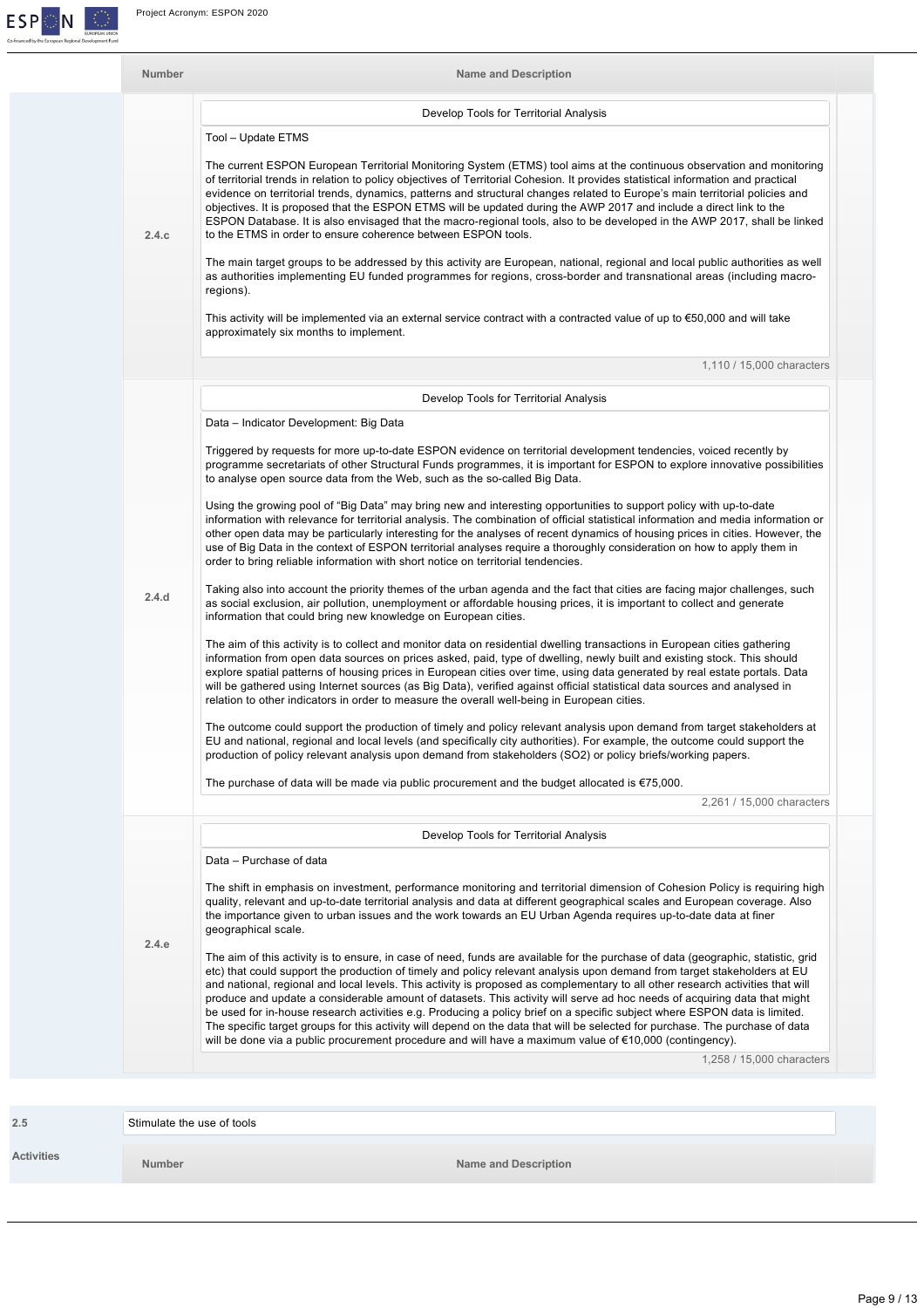| Number | Name and Description |
|---|---|
| 2.4.c | Develop Tools for Territorial Analysis<br><br>Tool – Update ETMS<br><br>The current ESPON European Territorial Monitoring System (ETMS) tool aims at the continuous observation and monitoring of territorial trends in relation to policy objectives of Territorial Cohesion. It provides statistical information and practical evidence on territorial trends, dynamics, patterns and structural changes related to Europe's main territorial policies and objectives. It is proposed that the ESPON ETMS will be updated during the AWP 2017 and include a direct link to the ESPON Database. It is also envisaged that the macro-regional tools, also to be developed in the AWP 2017, shall be linked to the ETMS in order to ensure coherence between ESPON tools.<br><br>The main target groups to be addressed by this activity are European, national, regional and local public authorities as well as authorities implementing EU funded programmes for regions, cross-border and transnational areas (including macro-regions).<br><br>This activity will be implemented via an external service contract with a contracted value of up to €50,000 and will take approximately six months to implement.<br><br>1,110 / 15,000 characters |
| 2.4.d | Develop Tools for Territorial Analysis<br><br>Data – Indicator Development: Big Data<br><br>Triggered by requests for more up-to-date ESPON evidence on territorial development tendencies, voiced recently by programme secretariats of other Structural Funds programmes, it is important for ESPON to explore innovative possibilities to analyse open source data from the Web, such as the so-called Big Data.<br><br>Using the growing pool of "Big Data" may bring new and interesting opportunities to support policy with up-to-date information with relevance for territorial analysis. The combination of official statistical information and media information or other open data may be particularly interesting for the analyses of recent dynamics of housing prices in cities. However, the use of Big Data in the context of ESPON territorial analyses require a thoroughly consideration on how to apply them in order to bring reliable information with short notice on territorial tendencies.<br><br>Taking also into account the priority themes of the urban agenda and the fact that cities are facing major challenges, such as social exclusion, air pollution, unemployment or affordable housing prices, it is important to collect and generate information that could bring new knowledge on European cities.<br><br>The aim of this activity is to collect and monitor data on residential dwelling transactions in European cities gathering information from open data sources on prices asked, paid, type of dwelling, newly built and existing stock. This should explore spatial patterns of housing prices in European cities over time, using data generated by real estate portals. Data will be gathered using Internet sources (as Big Data), verified against official statistical data sources and analysed in relation to other indicators in order to measure the overall well-being in European cities.<br><br>The outcome could support the production of timely and policy relevant analysis upon demand from target stakeholders at EU and national, regional and local levels (and specifically city authorities). For example, the outcome could support the production of policy relevant analysis upon demand from stakeholders (SO2) or policy briefs/working papers.<br><br>The purchase of data will be made via public procurement and the budget allocated is €75,000.<br><br>2,261 / 15,000 characters |
| 2.4.e | Develop Tools for Territorial Analysis<br><br>Data – Purchase of data<br><br>The shift in emphasis on investment, performance monitoring and territorial dimension of Cohesion Policy is requiring high quality, relevant and up-to-date territorial analysis and data at different geographical scales and European coverage. Also the importance given to urban issues and the work towards an EU Urban Agenda requires up-to-date data at finer geographical scale.<br><br>The aim of this activity is to ensure, in case of need, funds are available for the purchase of data (geographic, statistic, grid etc) that could support the production of timely and policy relevant analysis upon demand from target stakeholders at EU and national, regional and local levels. This activity is proposed as complementary to all other research activities that will produce and update a considerable amount of datasets. This activity will serve ad hoc needs of acquiring data that might be used for in-house research activities e.g. Producing a policy brief on a specific subject where ESPON data is limited. The specific target groups for this activity will depend on the data that will be selected for purchase. The purchase of data will be done via a public procurement procedure and will have a maximum value of €10,000 (contingency).<br><br>1,258 / 15,000 characters |

| 2.5 | Stimulate the use of tools |
|---|---|

**Activities**

| Number | Name and Description |
|---|---|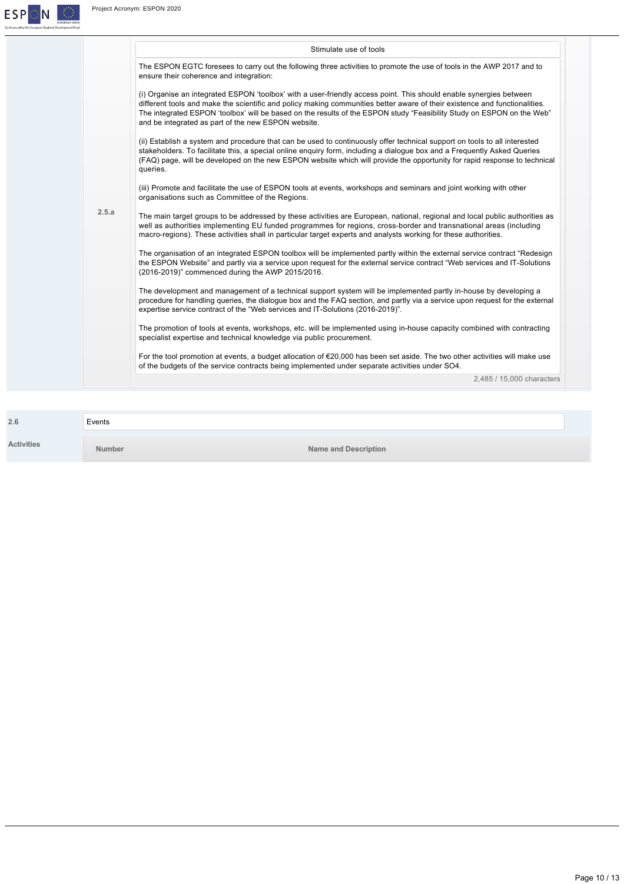| | | |
|---|---|---|
| 2.5.a | **Stimulate use of tools**<br><br>The ESPON EGTC foresees to carry out the following three activities to promote the use of tools in the AWP 2017 and to ensure their coherence and integration:<br><br>(i) Organise an integrated ESPON 'toolbox' with a user-friendly access point. This should enable synergies between different tools and make the scientific and policy making communities better aware of their existence and functionalities. The integrated ESPON 'toolbox' will be based on the results of the ESPON study "Feasibility Study on ESPON on the Web" and be integrated as part of the new ESPON website.<br><br>(ii) Establish a system and procedure that can be used to continuously offer technical support on tools to all interested stakeholders. To facilitate this, a special online enquiry form, including a dialogue box and a Frequently Asked Queries (FAQ) page, will be developed on the new ESPON website which will provide the opportunity for rapid response to technical queries.<br><br>(iii) Promote and facilitate the use of ESPON tools at events, workshops and seminars and joint working with other organisations such as Committee of the Regions.<br><br>The main target groups to be addressed by these activities are European, national, regional and local public authorities as well as authorities implementing EU funded programmes for regions, cross-border and transnational areas (including macro-regions). These activities shall in particular target experts and analysts working for these authorities.<br><br>The organisation of an integrated ESPON toolbox will be implemented partly within the external service contract "Redesign the ESPON Website" and partly via a service upon request for the external service contract "Web services and IT-Solutions (2016-2019)" commenced during the AWP 2015/2016.<br><br>The development and management of a technical support system will be implemented partly in-house by developing a procedure for handling queries, the dialogue box and the FAQ section, and partly via a service upon request for the external expertise service contract of the "Web services and IT-Solutions (2016-2019)".<br><br>The promotion of tools at events, workshops, etc. will be implemented using in-house capacity combined with contracting specialist expertise and technical knowledge via public procurement.<br><br>For the tool promotion at events, a budget allocation of €20,000 has been set aside. The two other activities will make use of the budgets of the service contracts being implemented under separate activities under SO4.<br><br>2,485 / 15,000 characters | |

| 2.6 | Events |
|---|---|
| **Activities** | |

| Number | Name and Description |
|---|---|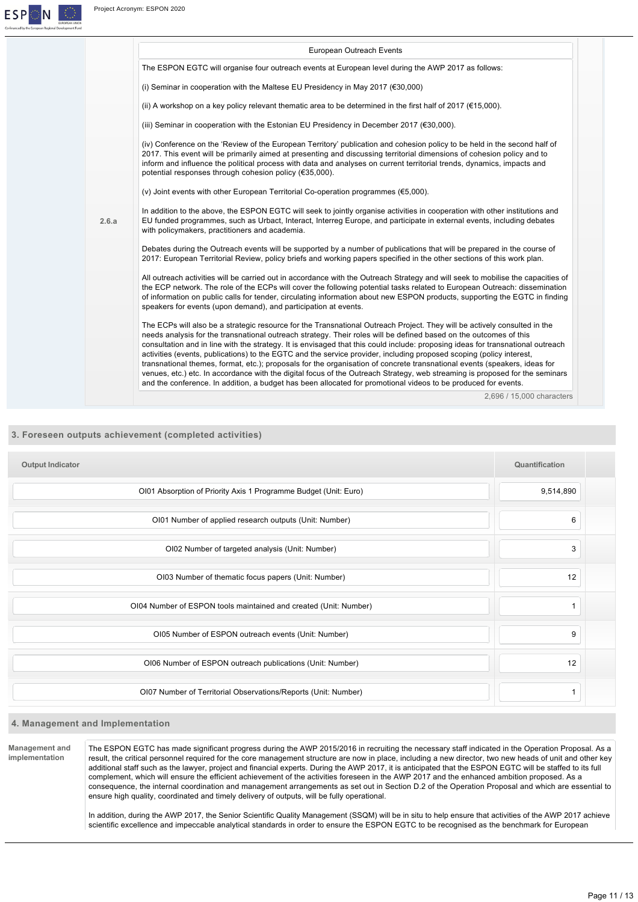| | European Outreach Events |
|---|---|
| 2.6.a | The ESPON EGTC will organise four outreach events at European level during the AWP 2017 as follows:<br><br>(i) Seminar in cooperation with the Maltese EU Presidency in May 2017 (€30,000)<br><br>(ii) A workshop on a key policy relevant thematic area to be determined in the first half of 2017 (€15,000).<br><br>(iii) Seminar in cooperation with the Estonian EU Presidency in December 2017 (€30,000).<br><br>(iv) Conference on the 'Review of the European Territory' publication and cohesion policy to be held in the second half of 2017. This event will be primarily aimed at presenting and discussing territorial dimensions of cohesion policy and to inform and influence the political process with data and analyses on current territorial trends, dynamics, impacts and potential responses through cohesion policy (€35,000).<br><br>(v) Joint events with other European Territorial Co-operation programmes (€5,000).<br><br>In addition to the above, the ESPON EGTC will seek to jointly organise activities in cooperation with other institutions and EU funded programmes, such as Urbact, Interact, Interreg Europe, and participate in external events, including debates with policymakers, practitioners and academia.<br><br>Debates during the Outreach events will be supported by a number of publications that will be prepared in the course of 2017: European Territorial Review, policy briefs and working papers specified in the other sections of this work plan.<br><br>All outreach activities will be carried out in accordance with the Outreach Strategy and will seek to mobilise the capacities of the ECP network. The role of the ECPs will cover the following potential tasks related to European Outreach: dissemination of information on public calls for tender, circulating information about new ESPON products, supporting the EGTC in finding speakers for events (upon demand), and participation at events.<br><br>The ECPs will also be a strategic resource for the Transnational Outreach Project. They will be actively consulted in the needs analysis for the transnational outreach strategy. Their roles will be defined based on the outcomes of this consultation and in line with the strategy. It is envisaged that this could include: proposing ideas for transnational outreach activities (events, publications) to the EGTC and the service provider, including proposed scoping (policy interest, transnational themes, format, etc.); proposals for the organisation of concrete transnational events (speakers, ideas for venues, etc.) etc. In accordance with the digital focus of the Outreach Strategy, web streaming is proposed for the seminars and the conference. In addition, a budget has been allocated for promotional videos to be produced for events.<br><br>2,696 / 15,000 characters |

## 3. Foreseen outputs achievement (completed activities)

| Output Indicator | Quantification |
|---|---|
| OI01 Absorption of Priority Axis 1 Programme Budget (Unit: Euro) | 9,514,890 |
| OI01 Number of applied research outputs (Unit: Number) | 6 |
| OI02 Number of targeted analysis (Unit: Number) | 3 |
| OI03 Number of thematic focus papers (Unit: Number) | 12 |
| OI04 Number of ESPON tools maintained and created (Unit: Number) | 1 |
| OI05 Number of ESPON outreach events (Unit: Number) | 9 |
| OI06 Number of ESPON outreach publications (Unit: Number) | 12 |
| OI07 Number of Territorial Observations/Reports (Unit: Number) | 1 |

## 4. Management and Implementation

**Management and implementation**

The ESPON EGTC has made significant progress during the AWP 2015/2016 in recruiting the necessary staff indicated in the Operation Proposal. As a result, the critical personnel required for the core management structure are now in place, including a new director, two new heads of unit and other key additional staff such as the lawyer, project and financial experts. During the AWP 2017, it is anticipated that the ESPON EGTC will be staffed to its full complement, which will ensure the efficient achievement of the activities foreseen in the AWP 2017 and the enhanced ambition proposed. As a consequence, the internal coordination and management arrangements as set out in Section D.2 of the Operation Proposal and which are essential to ensure high quality, coordinated and timely delivery of outputs, will be fully operational.

In addition, during the AWP 2017, the Senior Scientific Quality Management (SSQM) will be in situ to help ensure that activities of the AWP 2017 achieve scientific excellence and impeccable analytical standards in order to ensure the ESPON EGTC to be recognised as the benchmark for European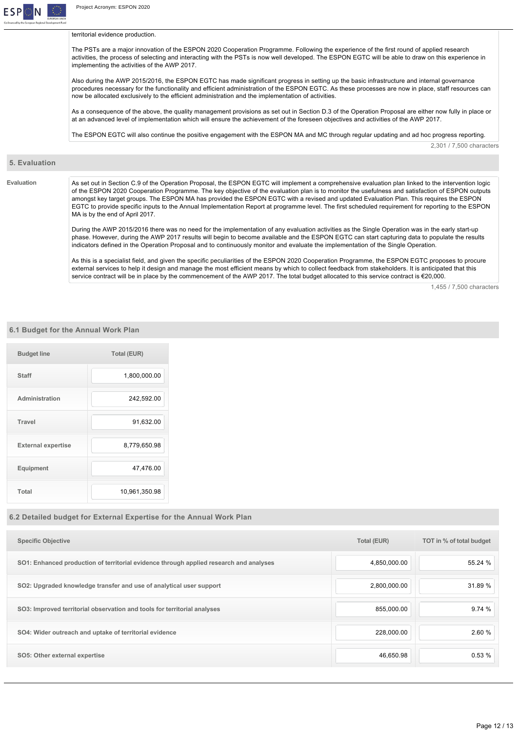territorial evidence production.

The PSTs are a major innovation of the ESPON 2020 Cooperation Programme. Following the experience of the first round of applied research activities, the process of selecting and interacting with the PSTs is now well developed. The ESPON EGTC will be able to draw on this experience in implementing the activities of the AWP 2017.

Also during the AWP 2015/2016, the ESPON EGTC has made significant progress in setting up the basic infrastructure and internal governance procedures necessary for the functionality and efficient administration of the ESPON EGTC. As these processes are now in place, staff resources can now be allocated exclusively to the efficient administration and the implementation of activities.

As a consequence of the above, the quality management provisions as set out in Section D.3 of the Operation Proposal are either now fully in place or at an advanced level of implementation which will ensure the achievement of the foreseen objectives and activities of the AWP 2017.

The ESPON EGTC will also continue the positive engagement with the ESPON MA and MC through regular updating and ad hoc progress reporting.

2,301 / 7,500 characters

## 5. Evaluation

**Evaluation**

As set out in Section C.9 of the Operation Proposal, the ESPON EGTC will implement a comprehensive evaluation plan linked to the intervention logic of the ESPON 2020 Cooperation Programme. The key objective of the evaluation plan is to monitor the usefulness and satisfaction of ESPON outputs amongst key target groups. The ESPON MA has provided the ESPON EGTC with a revised and updated Evaluation Plan. This requires the ESPON EGTC to provide specific inputs to the Annual Implementation Report at programme level. The first scheduled requirement for reporting to the ESPON MA is by the end of April 2017.

During the AWP 2015/2016 there was no need for the implementation of any evaluation activities as the Single Operation was in the early start-up phase. However, during the AWP 2017 results will begin to become available and the ESPON EGTC can start capturing data to populate the results indicators defined in the Operation Proposal and to continuously monitor and evaluate the implementation of the Single Operation.

As this is a specialist field, and given the specific peculiarities of the ESPON 2020 Cooperation Programme, the ESPON EGTC proposes to procure external services to help it design and manage the most efficient means by which to collect feedback from stakeholders. It is anticipated that this service contract will be in place by the commencement of the AWP 2017. The total budget allocated to this service contract is €20,000.

1,455 / 7,500 characters

## 6.1 Budget for the Annual Work Plan

| Budget line | Total (EUR) |
|---|---|
| Staff | 1,800,000.00 |
| Administration | 242,592.00 |
| Travel | 91,632.00 |
| External expertise | 8,779,650.98 |
| Equipment | 47,476.00 |
| Total | 10,961,350.98 |

## 6.2 Detailed budget for External Expertise for the Annual Work Plan

| Specific Objective | Total (EUR) | TOT in % of total budget |
|---|---|---|
| SO1: Enhanced production of territorial evidence through applied research and analyses | 4,850,000.00 | 55.24 % |
| SO2: Upgraded knowledge transfer and use of analytical user support | 2,800,000.00 | 31.89 % |
| SO3: Improved territorial observation and tools for territorial analyses | 855,000.00 | 9.74 % |
| SO4: Wider outreach and uptake of territorial evidence | 228,000.00 | 2.60 % |
| SO5: Other external expertise | 46,650.98 | 0.53 % |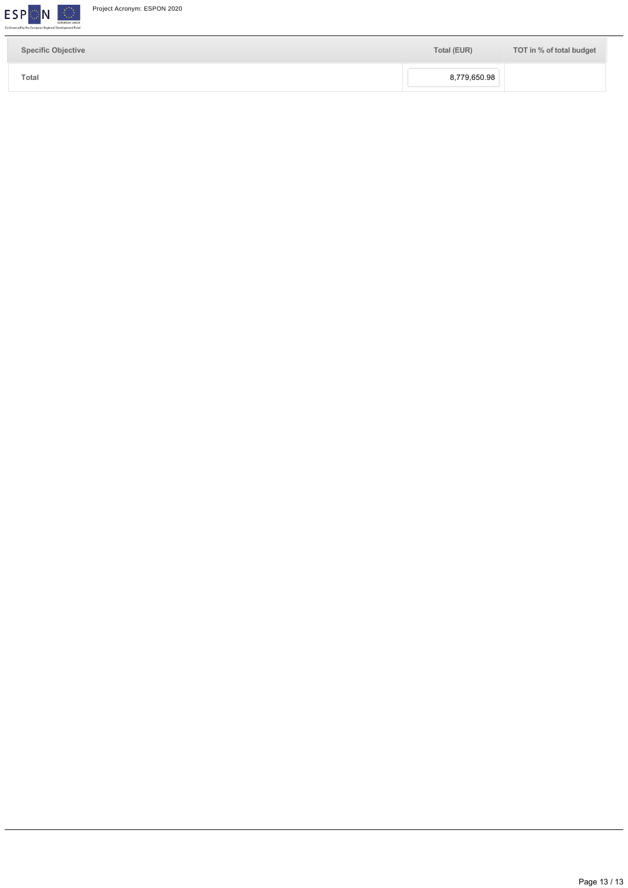| Specific Objective | Total (EUR) | TOT in % of total budget |
| --- | --- | --- |
| Total | 8,779,650.98 | |